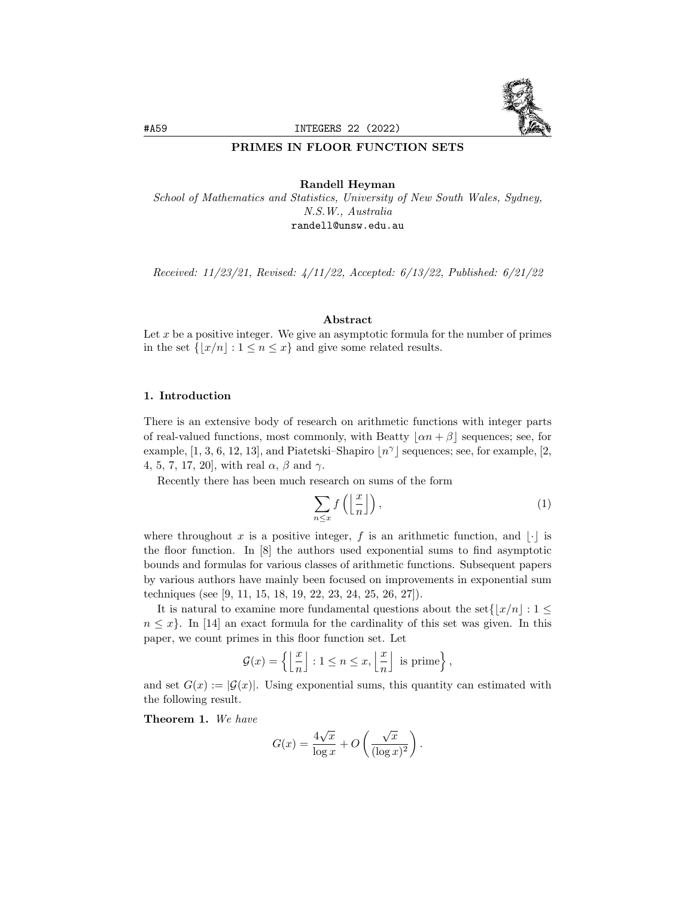# PRIMES IN FLOOR FUNCTION SETS

**Randell Heyman**
*School of Mathematics and Statistics, University of New South Wales, Sydney, N.S.W., Australia*
randell@unsw.edu.au

*Received: 11/23/21, Revised: 4/11/22, Accepted: 6/13/22, Published: 6/21/22*

### Abstract

Let $x$ be a positive integer. We give an asymptotic formula for the number of primes in the set $\{\lfloor x/n \rfloor : 1 \le n \le x\}$ and give some related results.

## 1. Introduction

There is an extensive body of research on arithmetic functions with integer parts of real-valued functions, most commonly, with Beatty $\lfloor \alpha n + \beta \rfloor$ sequences; see, for example, [1, 3, 6, 12, 13], and Piatetski–Shapiro $\lfloor n^\gamma \rfloor$ sequences; see, for example, [2, 4, 5, 7, 17, 20], with real $\alpha$, $\beta$ and $\gamma$.

Recently there has been much research on sums of the form

$$\sum_{n \le x} f\left(\left\lfloor \frac{x}{n} \right\rfloor\right), \tag{1}$$

where throughout $x$ is a positive integer, $f$ is an arithmetic function, and $\lfloor \cdot \rfloor$ is the floor function. In [8] the authors used exponential sums to find asymptotic bounds and formulas for various classes of arithmetic functions. Subsequent papers by various authors have mainly been focused on improvements in exponential sum techniques (see [9, 11, 15, 18, 19, 22, 23, 24, 25, 26, 27]).

It is natural to examine more fundamental questions about the set $\{\lfloor x/n \rfloor : 1 \le n \le x\}$. In [14] an exact formula for the cardinality of this set was given. In this paper, we count primes in this floor function set. Let

$$\mathcal{G}(x) = \left\{ \left\lfloor \frac{x}{n} \right\rfloor : 1 \le n \le x, \left\lfloor \frac{x}{n} \right\rfloor \text{ is prime} \right\},$$

and set $G(x) := |\mathcal{G}(x)|$. Using exponential sums, this quantity can estimated with the following result.

**Theorem 1.** *We have*

$$G(x) = \frac{4\sqrt{x}}{\log x} + O\left(\frac{\sqrt{x}}{(\log x)^2}\right).$$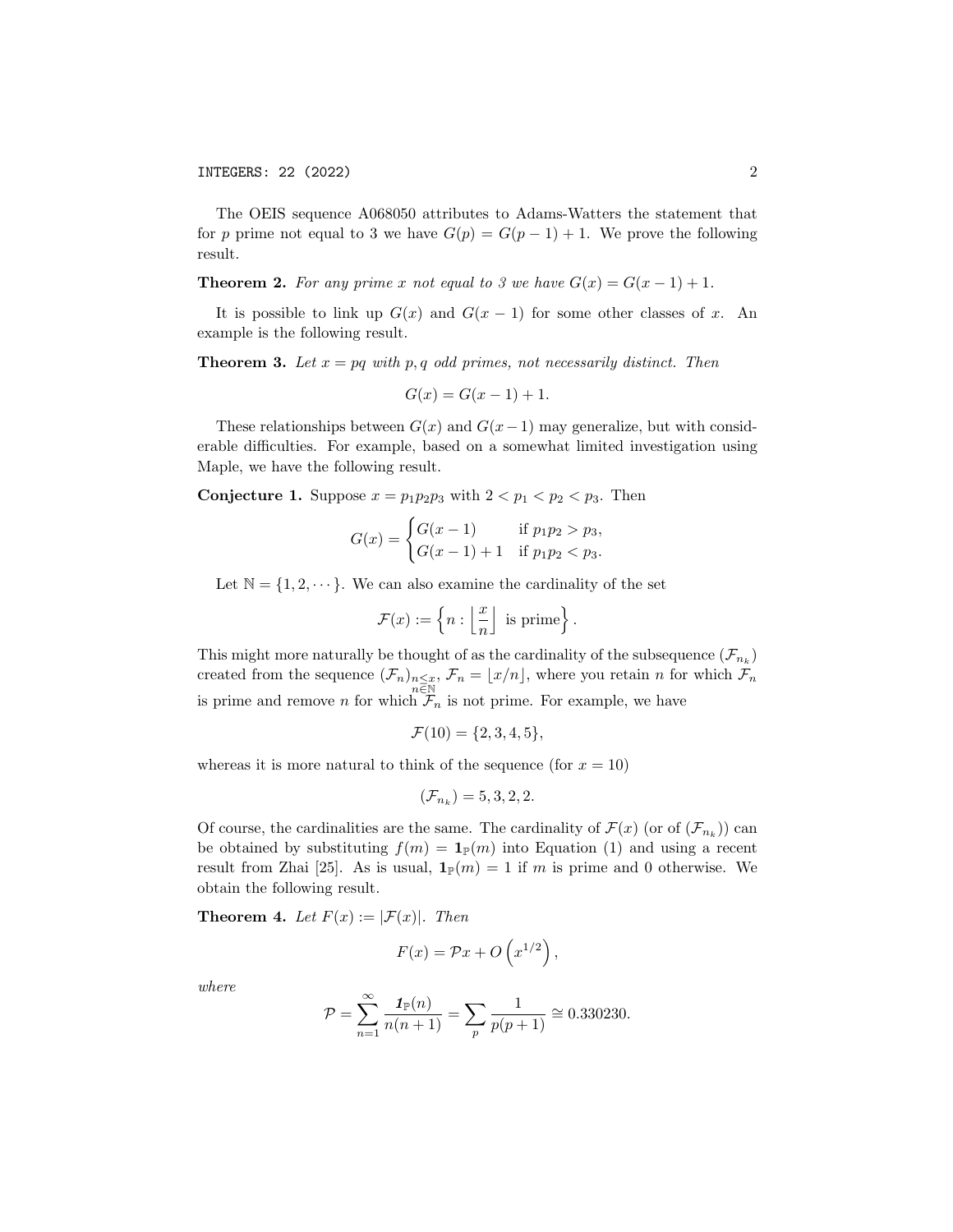The OEIS sequence A068050 attributes to Adams-Watters the statement that for $p$ prime not equal to 3 we have $G(p) = G(p-1) + 1$. We prove the following result.

**Theorem 2.** *For any prime $x$ not equal to 3 we have $G(x) = G(x-1) + 1$.*

It is possible to link up $G(x)$ and $G(x-1)$ for some other classes of $x$. An example is the following result.

**Theorem 3.** *Let $x = pq$ with $p, q$ odd primes, not necessarily distinct. Then*

$$G(x) = G(x-1) + 1.$$

These relationships between $G(x)$ and $G(x-1)$ may generalize, but with considerable difficulties. For example, based on a somewhat limited investigation using Maple, we have the following result.

**Conjecture 1.** Suppose $x = p_1p_2p_3$ with $2 < p_1 < p_2 < p_3$. Then

$$G(x) = \begin{cases} G(x-1) & \text{if } p_1p_2 > p_3, \\ G(x-1) + 1 & \text{if } p_1p_2 < p_3. \end{cases}$$

Let $\mathbb{N} = \{1, 2, \cdots\}$. We can also examine the cardinality of the set

$$\mathcal{F}(x) := \left\{ n : \left\lfloor \frac{x}{n} \right\rfloor \text{ is prime} \right\}.$$

This might more naturally be thought of as the cardinality of the subsequence $(\mathcal{F}_{n_k})$ created from the sequence $(\mathcal{F}_n)_{\substack{n \le x, \\ n \in \mathbb{N}}}$, $\mathcal{F}_n = \lfloor x/n \rfloor$, where you retain $n$ for which $\mathcal{F}_n$ is prime and remove $n$ for which $\mathcal{F}_n$ is not prime. For example, we have

$$\mathcal{F}(10) = \{2, 3, 4, 5\},$$

whereas it is more natural to think of the sequence (for $x = 10$)

$$(\mathcal{F}_{n_k}) = 5, 3, 2, 2.$$

Of course, the cardinalities are the same. The cardinality of $\mathcal{F}(x)$ (or of $(\mathcal{F}_{n_k})$) can be obtained by substituting $f(m) = \mathbf{1}_{\mathbb{P}}(m)$ into Equation (1) and using a recent result from Zhai [25]. As is usual, $\mathbf{1}_{\mathbb{P}}(m) = 1$ if $m$ is prime and 0 otherwise. We obtain the following result.

**Theorem 4.** *Let $F(x) := |\mathcal{F}(x)|$. Then*

$$F(x) = \mathcal{P}x + O\left(x^{1/2}\right),$$

*where*

$$\mathcal{P} = \sum_{n=1}^{\infty} \frac{\mathbf{1}_{\mathbb{P}}(n)}{n(n+1)} = \sum_{p} \frac{1}{p(p+1)} \cong 0.330230.$$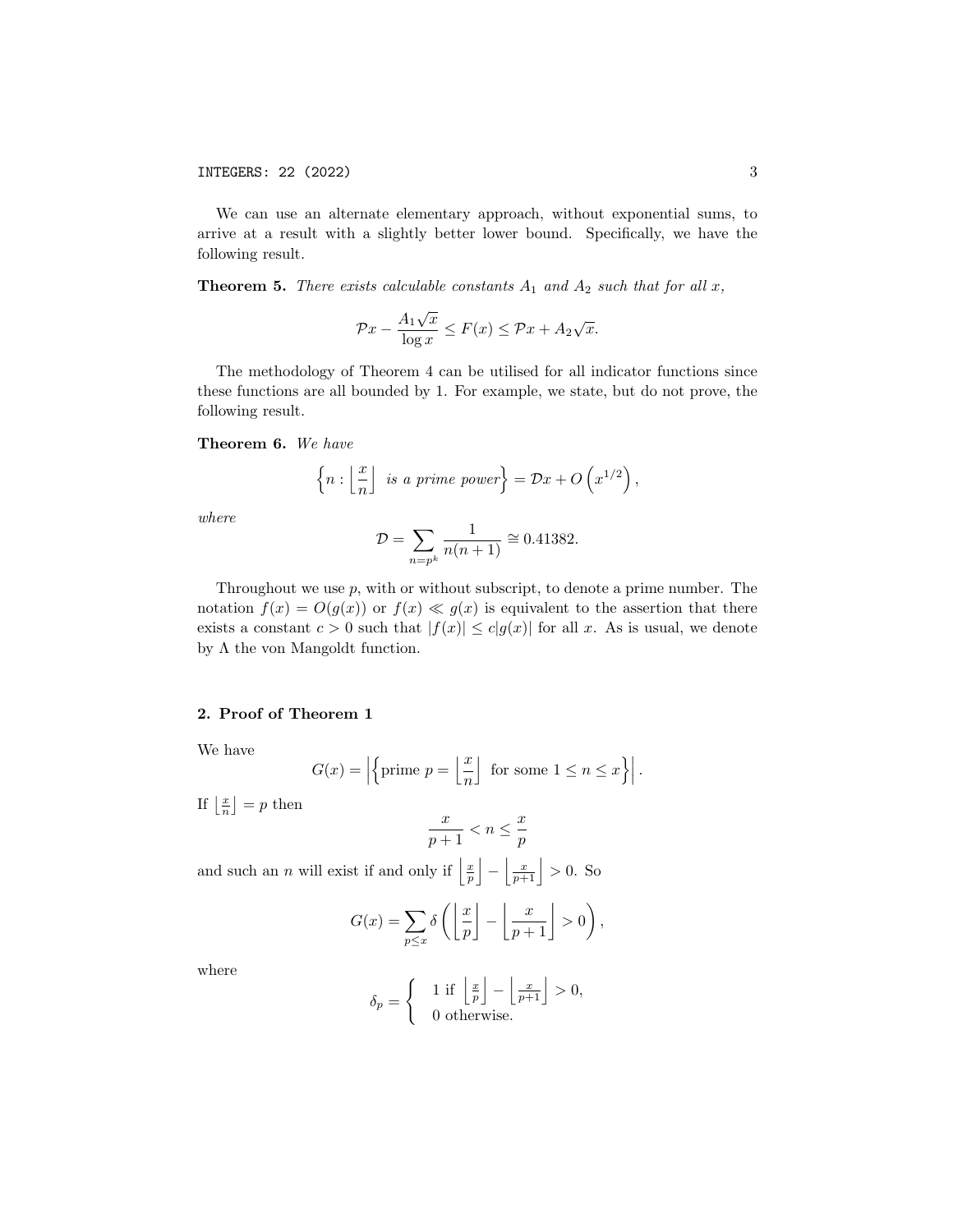We can use an alternate elementary approach, without exponential sums, to arrive at a result with a slightly better lower bound. Specifically, we have the following result.

**Theorem 5.** *There exists calculable constants $A_1$ and $A_2$ such that for all $x$,*

$$\mathcal{P}x - \frac{A_1\sqrt{x}}{\log x} \leq F(x) \leq \mathcal{P}x + A_2\sqrt{x}.$$

The methodology of Theorem 4 can be utilised for all indicator functions since these functions are all bounded by 1. For example, we state, but do not prove, the following result.

**Theorem 6.** *We have*

$$\left\{n : \left\lfloor \frac{x}{n} \right\rfloor \text{ is a prime power}\right\} = \mathcal{D}x + O\left(x^{1/2}\right),$$

*where*

$$\mathcal{D} = \sum_{n=p^k} \frac{1}{n(n+1)} \cong 0.41382.$$

Throughout we use $p$, with or without subscript, to denote a prime number. The notation $f(x) = O(g(x))$ or $f(x) \ll g(x)$ is equivalent to the assertion that there exists a constant $c > 0$ such that $|f(x)| \leq c|g(x)|$ for all $x$. As is usual, we denote by $\Lambda$ the von Mangoldt function.

## 2. Proof of Theorem 1

We have

$$G(x) = \left|\left\{\text{prime } p = \left\lfloor \frac{x}{n} \right\rfloor \text{ for some } 1 \leq n \leq x\right\}\right|.$$

If $\left\lfloor \frac{x}{n} \right\rfloor = p$ then

$$\frac{x}{p+1} < n \leq \frac{x}{p}$$

and such an $n$ will exist if and only if $\left\lfloor \frac{x}{p} \right\rfloor - \left\lfloor \frac{x}{p+1} \right\rfloor > 0$. So

$$G(x) = \sum_{p \leq x} \delta\left(\left\lfloor \frac{x}{p} \right\rfloor - \left\lfloor \frac{x}{p+1} \right\rfloor > 0\right),$$

where

$$\delta_p = \begin{cases} 1 \text{ if } \left\lfloor \frac{x}{p} \right\rfloor - \left\lfloor \frac{x}{p+1} \right\rfloor > 0, \\ 0 \text{ otherwise.} \end{cases}$$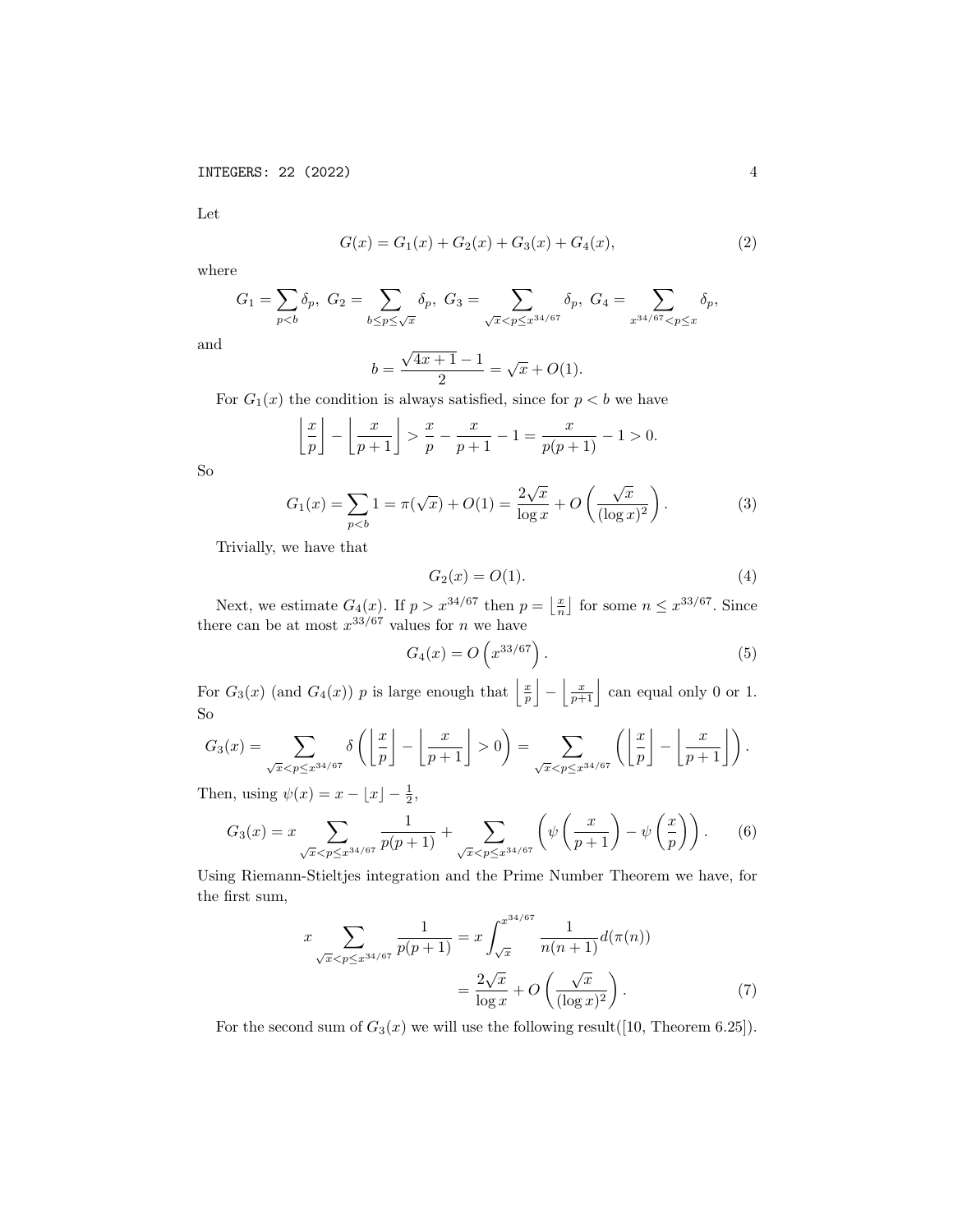Let

$$G(x) = G_1(x) + G_2(x) + G_3(x) + G_4(x), \tag{2}$$

where

$$G_1 = \sum_{p<b} \delta_p,\ G_2 = \sum_{b \le p \le \sqrt{x}} \delta_p,\ G_3 = \sum_{\sqrt{x} < p \le x^{34/67}} \delta_p,\ G_4 = \sum_{x^{34/67} < p \le x} \delta_p,$$

and

$$b = \frac{\sqrt{4x+1}-1}{2} = \sqrt{x} + O(1).$$

For $G_1(x)$ the condition is always satisfied, since for $p < b$ we have

$$\left\lfloor \frac{x}{p} \right\rfloor - \left\lfloor \frac{x}{p+1} \right\rfloor > \frac{x}{p} - \frac{x}{p+1} - 1 = \frac{x}{p(p+1)} - 1 > 0.$$

So

$$G_1(x) = \sum_{p<b} 1 = \pi(\sqrt{x}) + O(1) = \frac{2\sqrt{x}}{\log x} + O\left(\frac{\sqrt{x}}{(\log x)^2}\right). \tag{3}$$

Trivially, we have that

$$G_2(x) = O(1). \tag{4}$$

Next, we estimate $G_4(x)$. If $p > x^{34/67}$ then $p = \left\lfloor \frac{x}{n} \right\rfloor$ for some $n \le x^{33/67}$. Since there can be at most $x^{33/67}$ values for $n$ we have

$$G_4(x) = O\left(x^{33/67}\right). \tag{5}$$

For $G_3(x)$ (and $G_4(x)$) $p$ is large enough that $\left\lfloor \frac{x}{p} \right\rfloor - \left\lfloor \frac{x}{p+1} \right\rfloor$ can equal only 0 or 1. So

$$G_3(x) = \sum_{\sqrt{x} < p \le x^{34/67}} \delta\left(\left\lfloor \frac{x}{p} \right\rfloor - \left\lfloor \frac{x}{p+1} \right\rfloor > 0\right) = \sum_{\sqrt{x} < p \le x^{34/67}} \left(\left\lfloor \frac{x}{p} \right\rfloor - \left\lfloor \frac{x}{p+1} \right\rfloor\right).$$

Then, using $\psi(x) = x - \lfloor x \rfloor - \frac{1}{2}$,

$$G_3(x) = x \sum_{\sqrt{x} < p \le x^{34/67}} \frac{1}{p(p+1)} + \sum_{\sqrt{x} < p \le x^{34/67}} \left(\psi\left(\frac{x}{p+1}\right) - \psi\left(\frac{x}{p}\right)\right). \tag{6}$$

Using Riemann-Stieltjes integration and the Prime Number Theorem we have, for the first sum,

$$\begin{aligned} x \sum_{\sqrt{x} < p \le x^{34/67}} \frac{1}{p(p+1)} &= x \int_{\sqrt{x}}^{x^{34/67}} \frac{1}{n(n+1)} d(\pi(n)) \\ &= \frac{2\sqrt{x}}{\log x} + O\left(\frac{\sqrt{x}}{(\log x)^2}\right). \end{aligned} \tag{7}$$

For the second sum of $G_3(x)$ we will use the following result([10, Theorem 6.25]).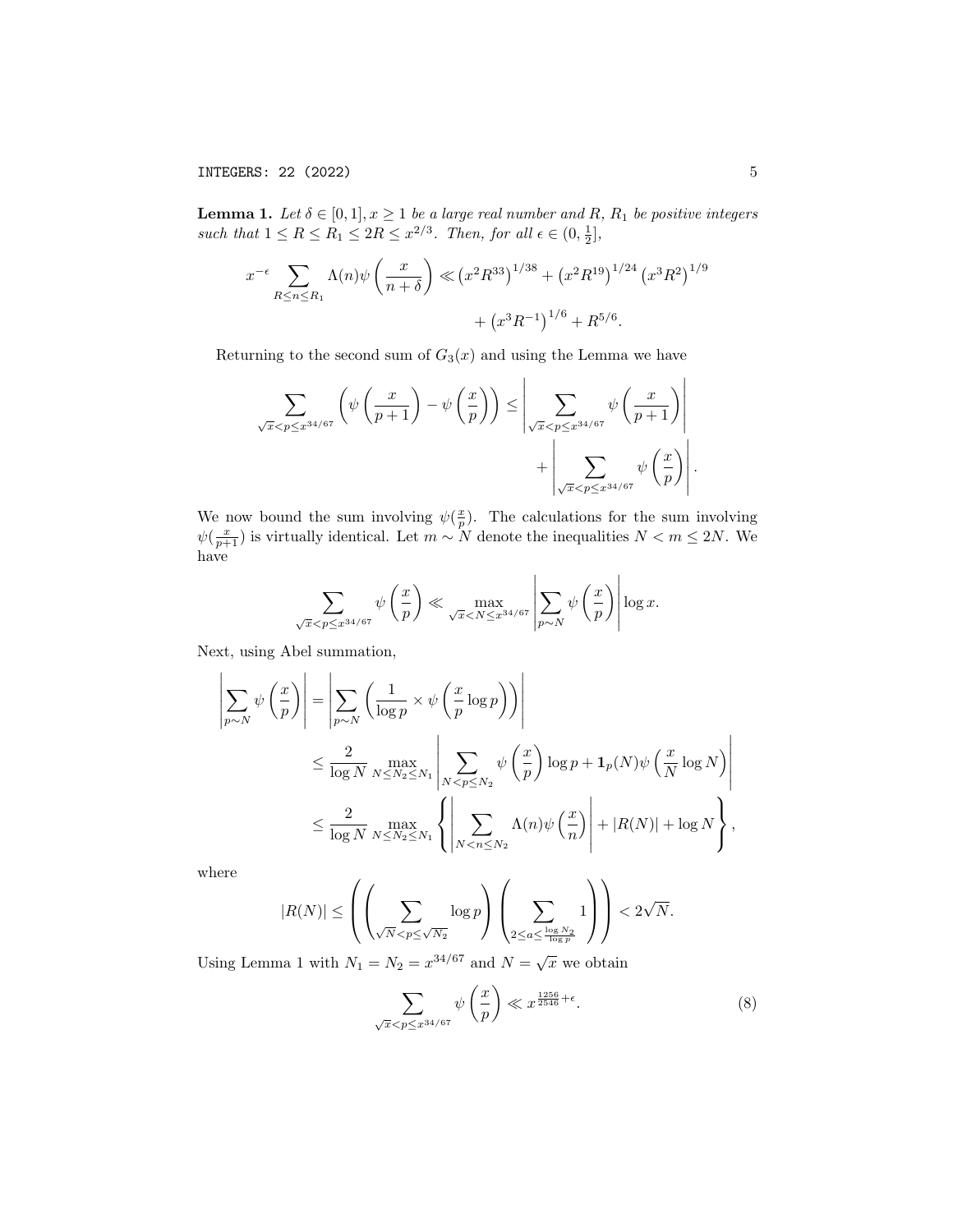**Lemma 1.** *Let $\delta \in [0,1], x \geq 1$ be a large real number and $R$, $R_1$ be positive integers such that $1 \leq R \leq R_1 \leq 2R \leq x^{2/3}$. Then, for all $\epsilon \in (0, \frac{1}{2}]$,*

$$x^{-\epsilon} \sum_{R \leq n \leq R_1} \Lambda(n) \psi\left(\frac{x}{n+\delta}\right) \ll \left(x^2 R^{33}\right)^{1/38} + \left(x^2 R^{19}\right)^{1/24} \left(x^3 R^2\right)^{1/9} + \left(x^3 R^{-1}\right)^{1/6} + R^{5/6}.$$

Returning to the second sum of $G_3(x)$ and using the Lemma we have

$$\sum_{\sqrt{x} < p \leq x^{34/67}} \left(\psi\left(\frac{x}{p+1}\right) - \psi\left(\frac{x}{p}\right)\right) \leq \left|\sum_{\sqrt{x} < p \leq x^{34/67}} \psi\left(\frac{x}{p+1}\right)\right| + \left|\sum_{\sqrt{x} < p \leq x^{34/67}} \psi\left(\frac{x}{p}\right)\right|.$$

We now bound the sum involving $\psi(\frac{x}{p})$. The calculations for the sum involving $\psi(\frac{x}{p+1})$ is virtually identical. Let $m \sim N$ denote the inequalities $N < m \leq 2N$. We have

$$\sum_{\sqrt{x} < p \leq x^{34/67}} \psi\left(\frac{x}{p}\right) \ll \max_{\sqrt{x} < N \leq x^{34/67}} \left|\sum_{p \sim N} \psi\left(\frac{x}{p}\right)\right| \log x.$$

Next, using Abel summation,

$$\begin{aligned}
\left|\sum_{p \sim N} \psi\left(\frac{x}{p}\right)\right| &= \left|\sum_{p \sim N} \left(\frac{1}{\log p} \times \psi\left(\frac{x}{p} \log p\right)\right)\right| \\
&\leq \frac{2}{\log N} \max_{N \leq N_2 \leq N_1} \left|\sum_{N < p \leq N_2} \psi\left(\frac{x}{p}\right) \log p + \mathbf{1}_p(N) \psi\left(\frac{x}{N} \log N\right)\right| \\
&\leq \frac{2}{\log N} \max_{N \leq N_2 \leq N_1} \left\{\left|\sum_{N < n \leq N_2} \Lambda(n) \psi\left(\frac{x}{n}\right)\right| + |R(N)| + \log N\right\},
\end{aligned}$$

where

$$|R(N)| \leq \left(\left(\sum_{\sqrt{N} < p \leq \sqrt{N_2}} \log p\right)\left(\sum_{2 \leq a \leq \frac{\log N_2}{\log p}} 1\right)\right) < 2\sqrt{N}.$$

Using Lemma 1 with $N_1 = N_2 = x^{34/67}$ and $N = \sqrt{x}$ we obtain

$$\sum_{\sqrt{x} < p \leq x^{34/67}} \psi\left(\frac{x}{p}\right) \ll x^{\frac{1256}{2546} + \epsilon}. \tag{8}$$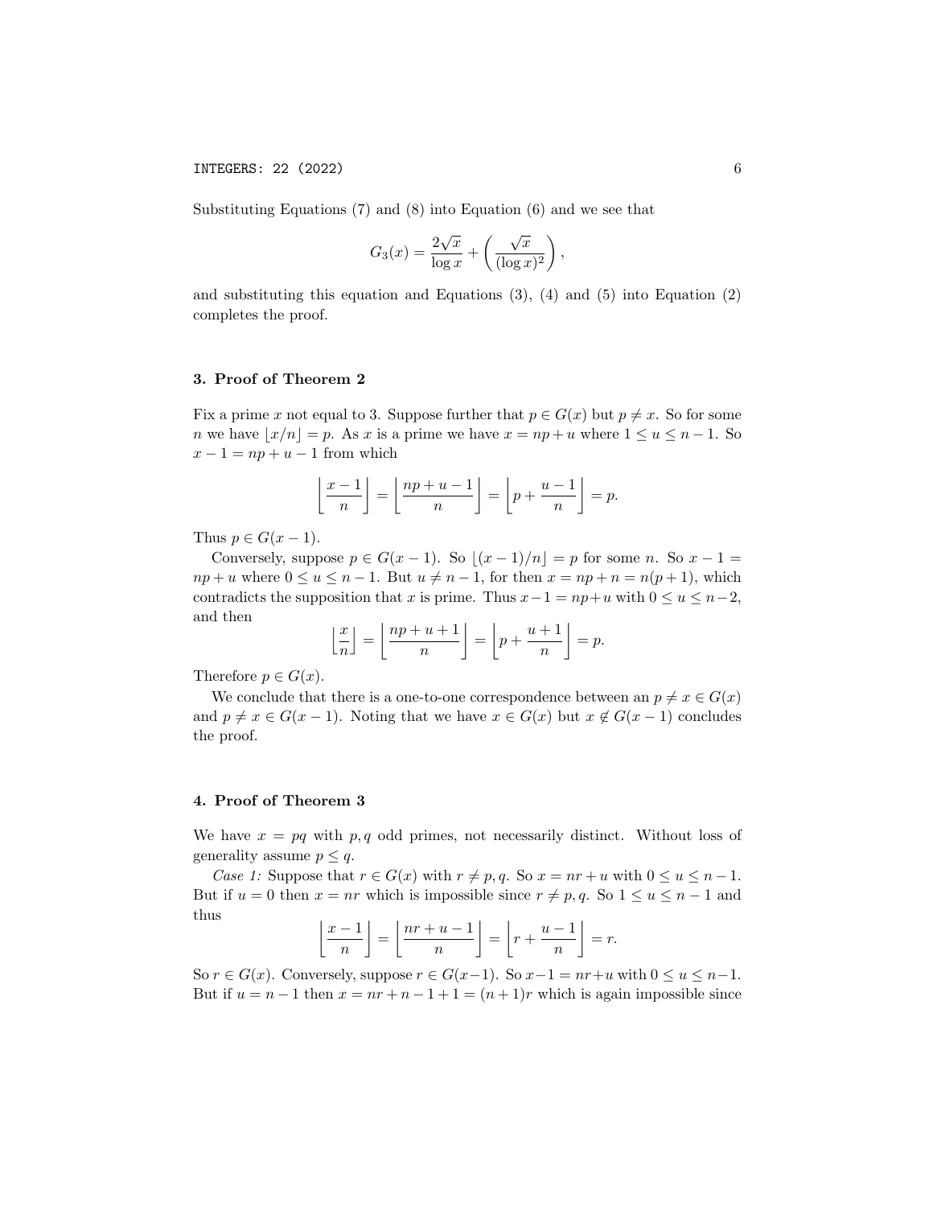Substituting Equations (7) and (8) into Equation (6) and we see that

$$G_3(x) = \frac{2\sqrt{x}}{\log x} + \left( \frac{\sqrt{x}}{(\log x)^2} \right),$$

and substituting this equation and Equations (3), (4) and (5) into Equation (2) completes the proof.

## 3. Proof of Theorem 2

Fix a prime $x$ not equal to 3. Suppose further that $p \in G(x)$ but $p \neq x$. So for some $n$ we have $\lfloor x/n \rfloor = p$. As $x$ is a prime we have $x = np + u$ where $1 \leq u \leq n-1$. So $x - 1 = np + u - 1$ from which

$$\left\lfloor \frac{x-1}{n} \right\rfloor = \left\lfloor \frac{np+u-1}{n} \right\rfloor = \left\lfloor p + \frac{u-1}{n} \right\rfloor = p.$$

Thus $p \in G(x-1)$.

Conversely, suppose $p \in G(x-1)$. So $\lfloor (x-1)/n \rfloor = p$ for some $n$. So $x - 1 = np + u$ where $0 \leq u \leq n-1$. But $u \neq n-1$, for then $x = np + n = n(p+1)$, which contradicts the supposition that $x$ is prime. Thus $x - 1 = np + u$ with $0 \leq u \leq n-2$, and then

$$\left\lfloor \frac{x}{n} \right\rfloor = \left\lfloor \frac{np+u+1}{n} \right\rfloor = \left\lfloor p + \frac{u+1}{n} \right\rfloor = p.$$

Therefore $p \in G(x)$.

We conclude that there is a one-to-one correspondence between an $p \neq x \in G(x)$ and $p \neq x \in G(x-1)$. Noting that we have $x \in G(x)$ but $x \notin G(x-1)$ concludes the proof.

## 4. Proof of Theorem 3

We have $x = pq$ with $p, q$ odd primes, not necessarily distinct. Without loss of generality assume $p \leq q$.

*Case 1:* Suppose that $r \in G(x)$ with $r \neq p, q$. So $x = nr + u$ with $0 \leq u \leq n-1$. But if $u = 0$ then $x = nr$ which is impossible since $r \neq p, q$. So $1 \leq u \leq n-1$ and thus

$$\left\lfloor \frac{x-1}{n} \right\rfloor = \left\lfloor \frac{nr+u-1}{n} \right\rfloor = \left\lfloor r + \frac{u-1}{n} \right\rfloor = r.$$

So $r \in G(x)$. Conversely, suppose $r \in G(x-1)$. So $x-1 = nr+u$ with $0 \leq u \leq n-1$. But if $u = n-1$ then $x = nr + n - 1 + 1 = (n+1)r$ which is again impossible since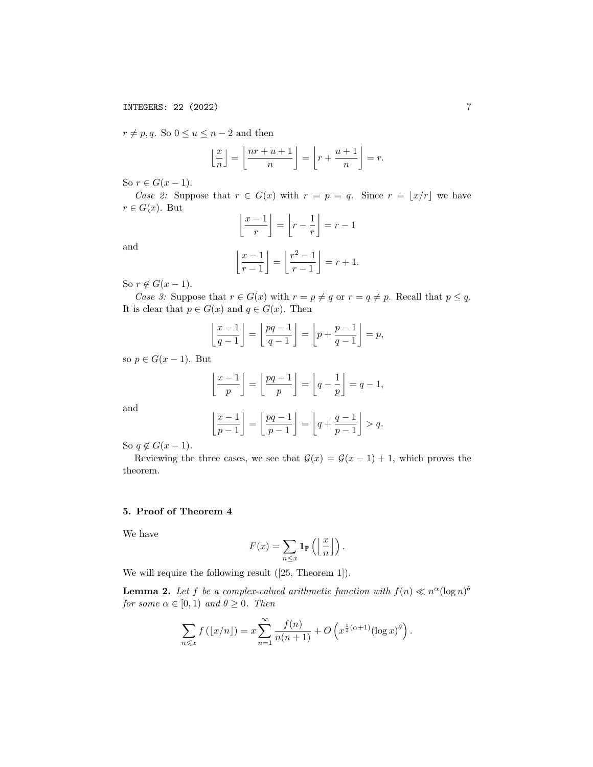$r \neq p, q$. So $0 \leq u \leq n-2$ and then

$$\left\lfloor \frac{x}{n} \right\rfloor = \left\lfloor \frac{nr+u+1}{n} \right\rfloor = \left\lfloor r + \frac{u+1}{n} \right\rfloor = r.$$

So $r \in G(x-1)$.

*Case 2:* Suppose that $r \in G(x)$ with $r = p = q$. Since $r = \lfloor x/r \rfloor$ we have $r \in G(x)$. But

$$\left\lfloor \frac{x-1}{r} \right\rfloor = \left\lfloor r - \frac{1}{r} \right\rfloor = r - 1$$

and

$$\left\lfloor \frac{x-1}{r-1} \right\rfloor = \left\lfloor \frac{r^2-1}{r-1} \right\rfloor = r + 1.$$

So $r \notin G(x-1)$.

*Case 3:* Suppose that $r \in G(x)$ with $r = p \neq q$ or $r = q \neq p$. Recall that $p \leq q$. It is clear that $p \in G(x)$ and $q \in G(x)$. Then

$$\left\lfloor \frac{x-1}{q-1} \right\rfloor = \left\lfloor \frac{pq-1}{q-1} \right\rfloor = \left\lfloor p + \frac{p-1}{q-1} \right\rfloor = p,$$

so $p \in G(x-1)$. But

$$\left\lfloor \frac{x-1}{p} \right\rfloor = \left\lfloor \frac{pq-1}{p} \right\rfloor = \left\lfloor q - \frac{1}{p} \right\rfloor = q - 1,$$

and

$$\left\lfloor \frac{x-1}{p-1} \right\rfloor = \left\lfloor \frac{pq-1}{p-1} \right\rfloor = \left\lfloor q + \frac{q-1}{p-1} \right\rfloor > q.$$

So $q \notin G(x-1)$.

Reviewing the three cases, we see that $\mathcal{G}(x) = \mathcal{G}(x-1) + 1$, which proves the theorem.

## 5. Proof of Theorem 4

We have

$$F(x) = \sum_{n \leq x} \mathbf{1}_{\mathbb{P}}\left( \left\lfloor \frac{x}{n} \right\rfloor \right).$$

We will require the following result ([25, Theorem 1]).

**Lemma 2.** *Let $f$ be a complex-valued arithmetic function with $f(n) \ll n^{\alpha} (\log n)^{\theta}$ for some $\alpha \in [0, 1)$ and $\theta \geq 0$. Then*

$$\sum_{n \leqslant x} f\left(\lfloor x/n \rfloor\right) = x \sum_{n=1}^{\infty} \frac{f(n)}{n(n+1)} + O\left(x^{\frac{1}{2}(\alpha+1)} (\log x)^{\theta}\right).$$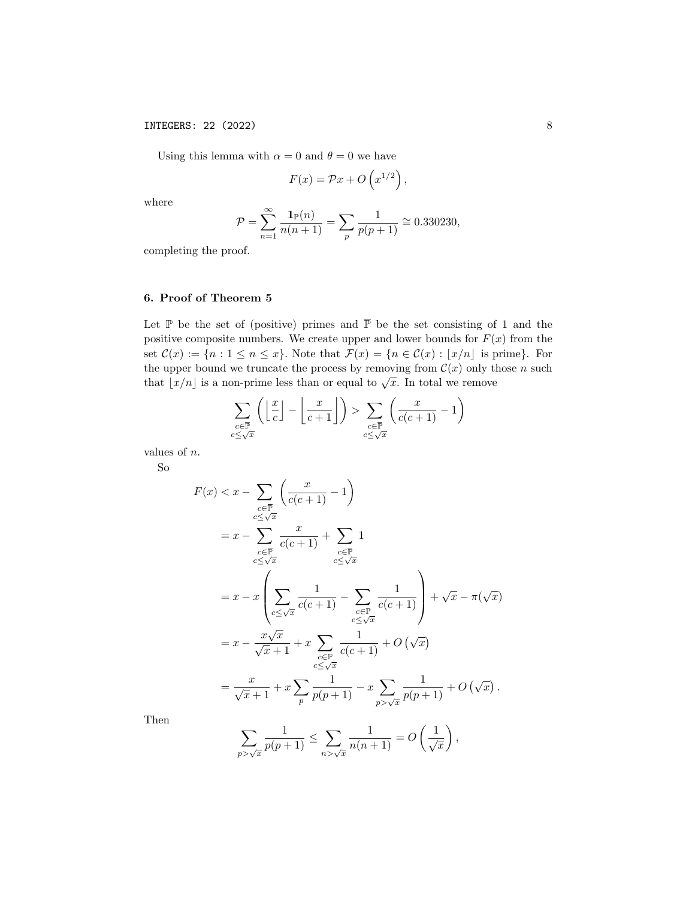Using this lemma with $\alpha = 0$ and $\theta = 0$ we have

$$F(x) = \mathcal{P}x + O\left(x^{1/2}\right),$$

where

$$\mathcal{P} = \sum_{n=1}^{\infty} \frac{\mathbf{1}_{\mathbb{P}}(n)}{n(n+1)} = \sum_{p} \frac{1}{p(p+1)} \cong 0.330230,$$

completing the proof.

## 6. Proof of Theorem 5

Let $\mathbb{P}$ be the set of (positive) primes and $\overline{\mathbb{P}}$ be the set consisting of 1 and the positive composite numbers. We create upper and lower bounds for $F(x)$ from the set $\mathcal{C}(x) := \{n : 1 \leq n \leq x\}$. Note that $\mathcal{F}(x) = \{n \in \mathcal{C}(x) : \lfloor x/n \rfloor \text{ is prime}\}$. For the upper bound we truncate the process by removing from $\mathcal{C}(x)$ only those $n$ such that $\lfloor x/n \rfloor$ is a non-prime less than or equal to $\sqrt{x}$. In total we remove

$$\sum_{\substack{c \in \overline{\mathbb{P}} \\ c \leq \sqrt{x}}} \left( \left\lfloor \frac{x}{c} \right\rfloor - \left\lfloor \frac{x}{c+1} \right\rfloor \right) > \sum_{\substack{c \in \overline{\mathbb{P}} \\ c \leq \sqrt{x}}} \left( \frac{x}{c(c+1)} - 1 \right)$$

values of $n$.

So

$$\begin{aligned}
F(x) &< x - \sum_{\substack{c \in \overline{\mathbb{P}} \\ c \leq \sqrt{x}}} \left( \frac{x}{c(c+1)} - 1 \right) \\
&= x - \sum_{\substack{c \in \overline{\mathbb{P}} \\ c \leq \sqrt{x}}} \frac{x}{c(c+1)} + \sum_{\substack{c \in \overline{\mathbb{P}} \\ c \leq \sqrt{x}}} 1 \\
&= x - x \left( \sum_{c \leq \sqrt{x}} \frac{1}{c(c+1)} - \sum_{\substack{c \in \mathbb{P} \\ c \leq \sqrt{x}}} \frac{1}{c(c+1)} \right) + \sqrt{x} - \pi(\sqrt{x}) \\
&= x - \frac{x\sqrt{x}}{\sqrt{x}+1} + x \sum_{\substack{c \in \mathbb{P} \\ c \leq \sqrt{x}}} \frac{1}{c(c+1)} + O\left(\sqrt{x}\right) \\
&= \frac{x}{\sqrt{x}+1} + x \sum_{p} \frac{1}{p(p+1)} - x \sum_{p > \sqrt{x}} \frac{1}{p(p+1)} + O\left(\sqrt{x}\right).
\end{aligned}$$

Then

$$\sum_{p > \sqrt{x}} \frac{1}{p(p+1)} \leq \sum_{n > \sqrt{x}} \frac{1}{n(n+1)} = O\left(\frac{1}{\sqrt{x}}\right),$$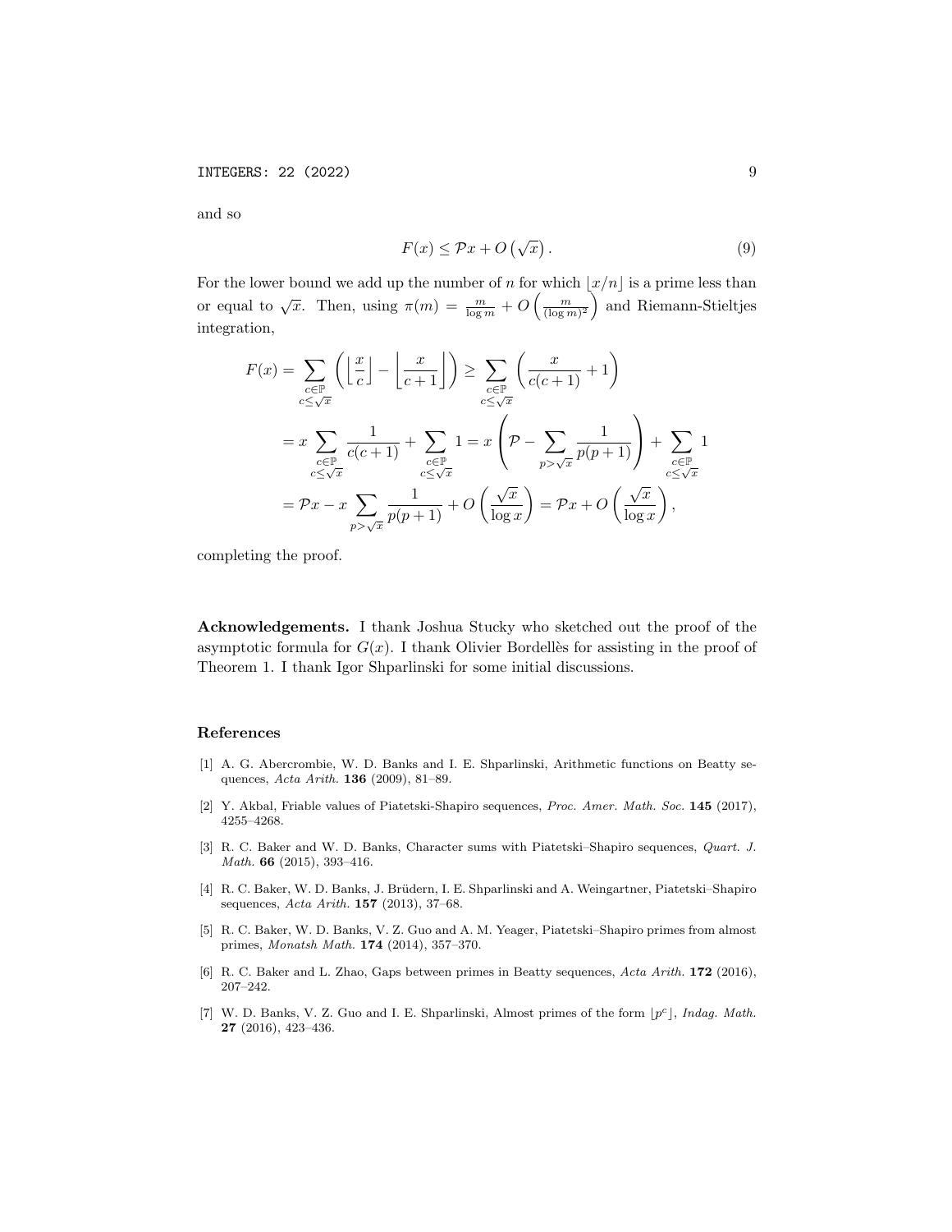and so

$$F(x) \leq \mathcal{P}x + O\left(\sqrt{x}\right). \tag{9}$$

For the lower bound we add up the number of $n$ for which $\lfloor x/n \rfloor$ is a prime less than or equal to $\sqrt{x}$. Then, using $\pi(m) = \frac{m}{\log m} + O\left(\frac{m}{(\log m)^2}\right)$ and Riemann-Stieltjes integration,

$$\begin{aligned}
F(x) &= \sum_{\substack{c \in \mathbb{P} \\ c \leq \sqrt{x}}} \left( \left\lfloor \frac{x}{c} \right\rfloor - \left\lfloor \frac{x}{c+1} \right\rfloor \right) \geq \sum_{\substack{c \in \mathbb{P} \\ c \leq \sqrt{x}}} \left( \frac{x}{c(c+1)} + 1 \right) \\
&= x \sum_{\substack{c \in \mathbb{P} \\ c \leq \sqrt{x}}} \frac{1}{c(c+1)} + \sum_{\substack{c \in \mathbb{P} \\ c \leq \sqrt{x}}} 1 = x \left( \mathcal{P} - \sum_{p > \sqrt{x}} \frac{1}{p(p+1)} \right) + \sum_{\substack{c \in \mathbb{P} \\ c \leq \sqrt{x}}} 1 \\
&= \mathcal{P}x - x \sum_{p > \sqrt{x}} \frac{1}{p(p+1)} + O\left( \frac{\sqrt{x}}{\log x} \right) = \mathcal{P}x + O\left( \frac{\sqrt{x}}{\log x} \right),
\end{aligned}$$

completing the proof.

**Acknowledgements.** I thank Joshua Stucky who sketched out the proof of the asymptotic formula for $G(x)$. I thank Olivier Bordellès for assisting in the proof of Theorem 1. I thank Igor Shparlinski for some initial discussions.

## References

[1] A. G. Abercrombie, W. D. Banks and I. E. Shparlinski, Arithmetic functions on Beatty sequences, *Acta Arith.* **136** (2009), 81–89.

[2] Y. Akbal, Friable values of Piatetski-Shapiro sequences, *Proc. Amer. Math. Soc.* **145** (2017), 4255–4268.

[3] R. C. Baker and W. D. Banks, Character sums with Piatetski–Shapiro sequences, *Quart. J. Math.* **66** (2015), 393–416.

[4] R. C. Baker, W. D. Banks, J. Brüdern, I. E. Shparlinski and A. Weingartner, Piatetski–Shapiro sequences, *Acta Arith.* **157** (2013), 37–68.

[5] R. C. Baker, W. D. Banks, V. Z. Guo and A. M. Yeager, Piatetski–Shapiro primes from almost primes, *Monatsh Math.* **174** (2014), 357–370.

[6] R. C. Baker and L. Zhao, Gaps between primes in Beatty sequences, *Acta Arith.* **172** (2016), 207–242.

[7] W. D. Banks, V. Z. Guo and I. E. Shparlinski, Almost primes of the form $\lfloor p^c \rfloor$, *Indag. Math.* **27** (2016), 423–436.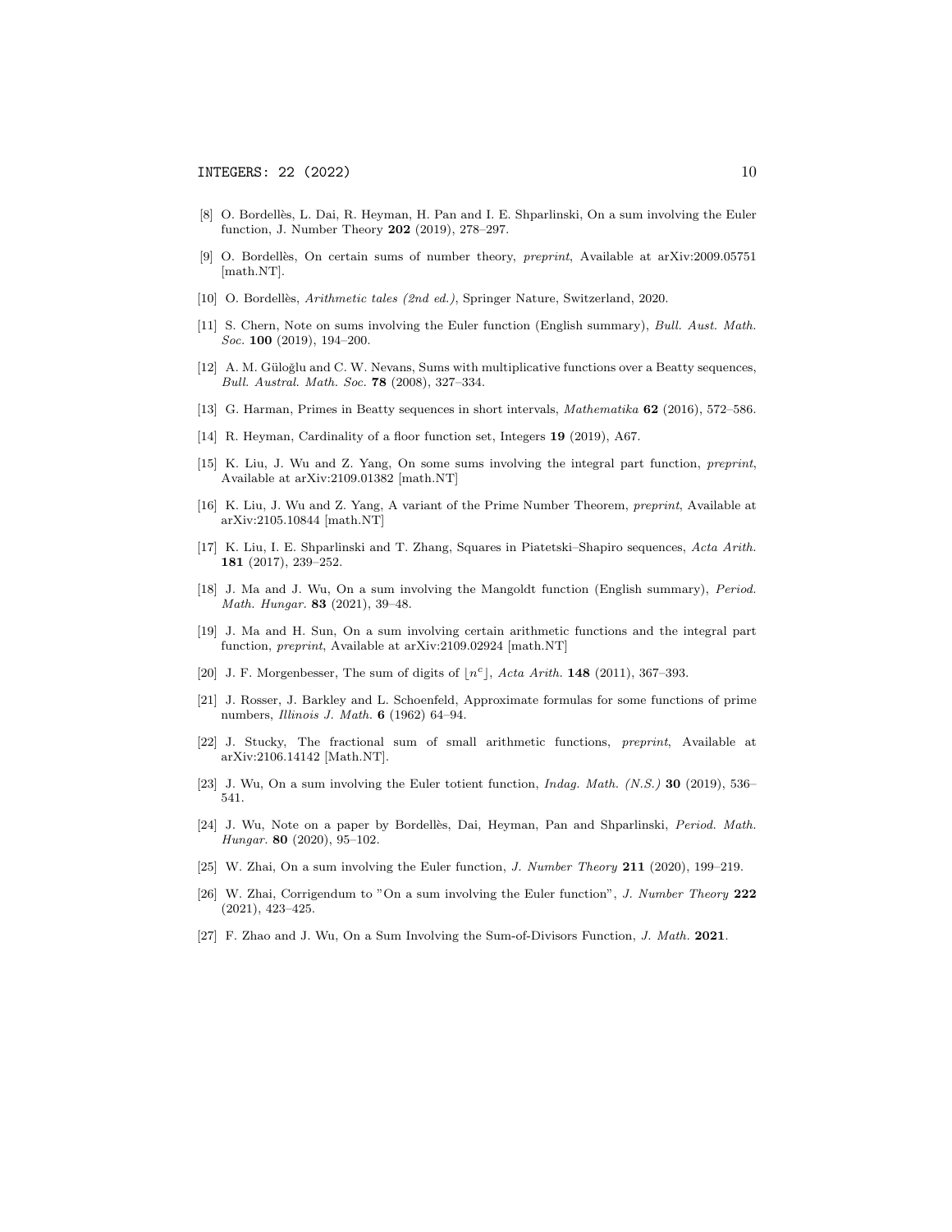[8] O. Bordellès, L. Dai, R. Heyman, H. Pan and I. E. Shparlinski, On a sum involving the Euler function, J. Number Theory **202** (2019), 278–297.

[9] O. Bordellès, On certain sums of number theory, *preprint*, Available at arXiv:2009.05751 [math.NT].

[10] O. Bordellès, *Arithmetic tales (2nd ed.)*, Springer Nature, Switzerland, 2020.

[11] S. Chern, Note on sums involving the Euler function (English summary), *Bull. Aust. Math. Soc.* **100** (2019), 194–200.

[12] A. M. Güloğlu and C. W. Nevans, Sums with multiplicative functions over a Beatty sequences, *Bull. Austral. Math. Soc.* **78** (2008), 327–334.

[13] G. Harman, Primes in Beatty sequences in short intervals, *Mathematika* **62** (2016), 572–586.

[14] R. Heyman, Cardinality of a floor function set, Integers **19** (2019), A67.

[15] K. Liu, J. Wu and Z. Yang, On some sums involving the integral part function, *preprint*, Available at arXiv:2109.01382 [math.NT]

[16] K. Liu, J. Wu and Z. Yang, A variant of the Prime Number Theorem, *preprint*, Available at arXiv:2105.10844 [math.NT]

[17] K. Liu, I. E. Shparlinski and T. Zhang, Squares in Piatetski–Shapiro sequences, *Acta Arith.* **181** (2017), 239–252.

[18] J. Ma and J. Wu, On a sum involving the Mangoldt function (English summary), *Period. Math. Hungar.* **83** (2021), 39–48.

[19] J. Ma and H. Sun, On a sum involving certain arithmetic functions and the integral part function, *preprint*, Available at arXiv:2109.02924 [math.NT]

[20] J. F. Morgenbesser, The sum of digits of $\lfloor n^c \rfloor$, *Acta Arith.* **148** (2011), 367–393.

[21] J. Rosser, J. Barkley and L. Schoenfeld, Approximate formulas for some functions of prime numbers, *Illinois J. Math.* **6** (1962) 64–94.

[22] J. Stucky, The fractional sum of small arithmetic functions, *preprint*, Available at arXiv:2106.14142 [Math.NT].

[23] J. Wu, On a sum involving the Euler totient function, *Indag. Math. (N.S.)* **30** (2019), 536–541.

[24] J. Wu, Note on a paper by Bordellès, Dai, Heyman, Pan and Shparlinski, *Period. Math. Hungar.* **80** (2020), 95–102.

[25] W. Zhai, On a sum involving the Euler function, *J. Number Theory* **211** (2020), 199–219.

[26] W. Zhai, Corrigendum to "On a sum involving the Euler function", *J. Number Theory* **222** (2021), 423–425.

[27] F. Zhao and J. Wu, On a Sum Involving the Sum-of-Divisors Function, *J. Math.* **2021**.